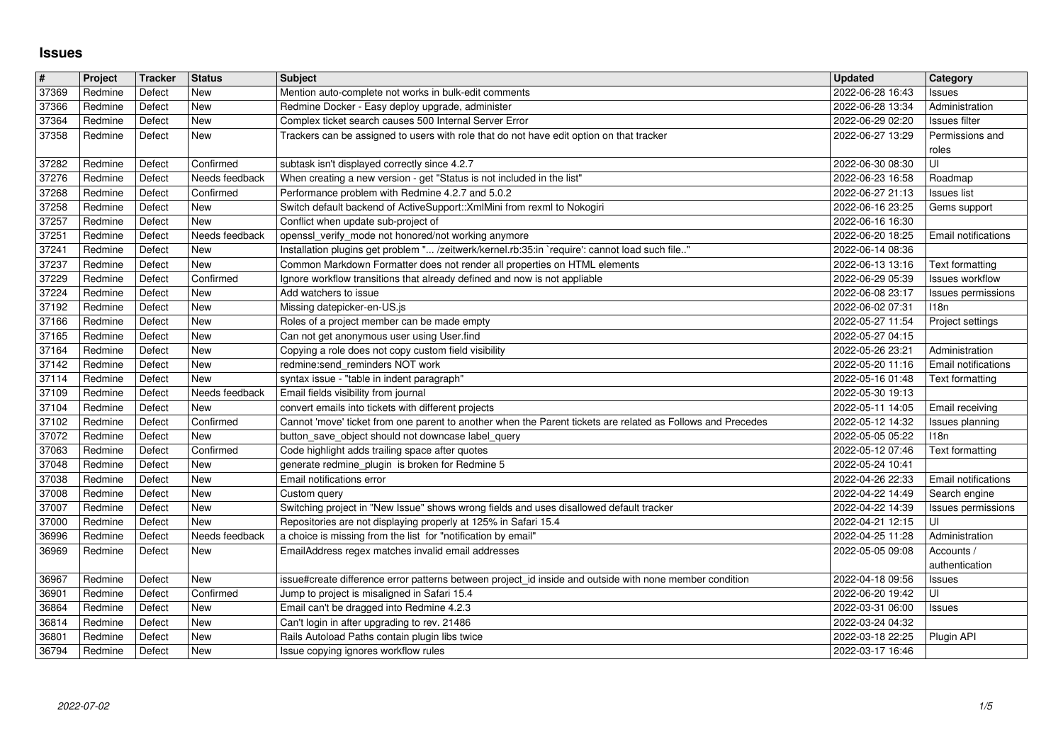# Issues

| # | Project | Tracker | Status | Subject | Updated | Category |
|---|---|---|---|---|---|---|
| 37369 | Redmine | Defect | New | Mention auto-complete not works in bulk-edit comments | 2022-06-28 16:43 | Issues |
| 37366 | Redmine | Defect | New | Redmine Docker - Easy deploy upgrade, administer | 2022-06-28 13:34 | Administration |
| 37364 | Redmine | Defect | New | Complex ticket search causes 500 Internal Server Error | 2022-06-29 02:20 | Issues filter |
| 37358 | Redmine | Defect | New | Trackers can be assigned to users with role that do not have edit option on that tracker | 2022-06-27 13:29 | Permissions and roles |
| 37282 | Redmine | Defect | Confirmed | subtask isn't displayed correctly since 4.2.7 | 2022-06-30 08:30 | UI |
| 37276 | Redmine | Defect | Needs feedback | When creating a new version - get "Status is not included in the list" | 2022-06-23 16:58 | Roadmap |
| 37268 | Redmine | Defect | Confirmed | Performance problem with Redmine 4.2.7 and 5.0.2 | 2022-06-27 21:13 | Issues list |
| 37258 | Redmine | Defect | New | Switch default backend of ActiveSupport::XmlMini from rexml to Nokogiri | 2022-06-16 23:25 | Gems support |
| 37257 | Redmine | Defect | New | Conflict when update sub-project of | 2022-06-16 16:30 | |
| 37251 | Redmine | Defect | Needs feedback | openssl_verify_mode not honored/not working anymore | 2022-06-20 18:25 | Email notifications |
| 37241 | Redmine | Defect | New | Installation plugins get problem "... /zeitwerk/kernel.rb:35:in `require': cannot load such file.." | 2022-06-14 08:36 | |
| 37237 | Redmine | Defect | New | Common Markdown Formatter does not render all properties on HTML elements | 2022-06-13 13:16 | Text formatting |
| 37229 | Redmine | Defect | Confirmed | Ignore workflow transitions that already defined and now is not appliable | 2022-06-29 05:39 | Issues workflow |
| 37224 | Redmine | Defect | New | Add watchers to issue | 2022-06-08 23:17 | Issues permissions |
| 37192 | Redmine | Defect | New | Missing datepicker-en-US.js | 2022-06-02 07:31 | I18n |
| 37166 | Redmine | Defect | New | Roles of a project member can be made empty | 2022-05-27 11:54 | Project settings |
| 37165 | Redmine | Defect | New | Can not get anonymous user using User.find | 2022-05-27 04:15 | |
| 37164 | Redmine | Defect | New | Copying a role does not copy custom field visibility | 2022-05-26 23:21 | Administration |
| 37142 | Redmine | Defect | New | redmine:send_reminders NOT work | 2022-05-20 11:16 | Email notifications |
| 37114 | Redmine | Defect | New | syntax issue - "table in indent paragraph" | 2022-05-16 01:48 | Text formatting |
| 37109 | Redmine | Defect | Needs feedback | Email fields visibility from journal | 2022-05-30 19:13 | |
| 37104 | Redmine | Defect | New | convert emails into tickets with different projects | 2022-05-11 14:05 | Email receiving |
| 37102 | Redmine | Defect | Confirmed | Cannot 'move' ticket from one parent to another when the Parent tickets are related as Follows and Precedes | 2022-05-12 14:32 | Issues planning |
| 37072 | Redmine | Defect | New | button_save_object should not downcase label_query | 2022-05-05 05:22 | I18n |
| 37063 | Redmine | Defect | Confirmed | Code highlight adds trailing space after quotes | 2022-05-12 07:46 | Text formatting |
| 37048 | Redmine | Defect | New | generate redmine_plugin is broken for Redmine 5 | 2022-05-24 10:41 | |
| 37038 | Redmine | Defect | New | Email notifications error | 2022-04-26 22:33 | Email notifications |
| 37008 | Redmine | Defect | New | Custom query | 2022-04-22 14:49 | Search engine |
| 37007 | Redmine | Defect | New | Switching project in "New Issue" shows wrong fields and uses disallowed default tracker | 2022-04-22 14:39 | Issues permissions |
| 37000 | Redmine | Defect | New | Repositories are not displaying properly at 125% in Safari 15.4 | 2022-04-21 12:15 | UI |
| 36996 | Redmine | Defect | Needs feedback | a choice is missing from the list for "notification by email" | 2022-04-25 11:28 | Administration |
| 36969 | Redmine | Defect | New | EmailAddress regex matches invalid email addresses | 2022-05-05 09:08 | Accounts / authentication |
| 36967 | Redmine | Defect | New | issue#create difference error patterns between project_id inside and outside with none member condition | 2022-04-18 09:56 | Issues |
| 36901 | Redmine | Defect | Confirmed | Jump to project is misaligned in Safari 15.4 | 2022-06-20 19:42 | UI |
| 36864 | Redmine | Defect | New | Email can't be dragged into Redmine 4.2.3 | 2022-03-31 06:00 | Issues |
| 36814 | Redmine | Defect | New | Can't login in after upgrading to rev. 21486 | 2022-03-24 04:32 | |
| 36801 | Redmine | Defect | New | Rails Autoload Paths contain plugin libs twice | 2022-03-18 22:25 | Plugin API |
| 36794 | Redmine | Defect | New | Issue copying ignores workflow rules | 2022-03-17 16:46 | |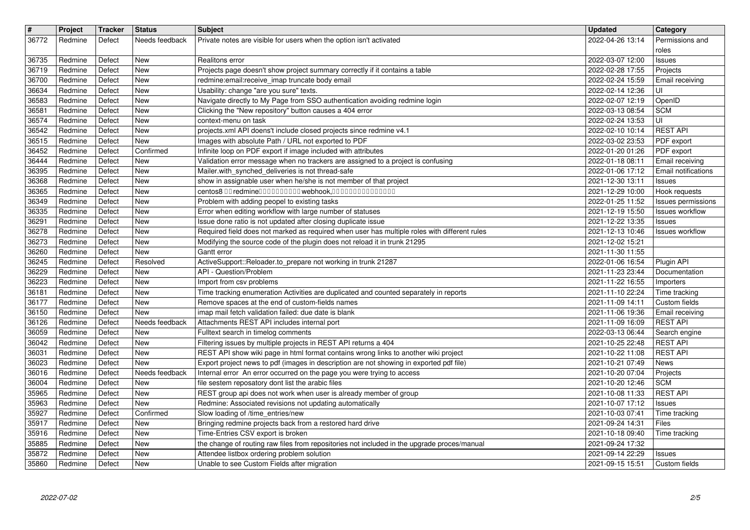| # | Project | Tracker | Status | Subject | Updated | Category |
|---|---|---|---|---|---|---|
| 36772 | Redmine | Defect | Needs feedback | Private notes are visible for users when the option isn't activated | 2022-04-26 13:14 | Permissions and roles |
| 36735 | Redmine | Defect | New | Realitons error | 2022-03-07 12:00 | Issues |
| 36719 | Redmine | Defect | New | Projects page doesn't show project summary correctly if it contains a table | 2022-02-28 17:55 | Projects |
| 36700 | Redmine | Defect | New | redmine:email:receive_imap truncate body email | 2022-02-24 15:59 | Email receiving |
| 36634 | Redmine | Defect | New | Usability: change "are you sure" texts. | 2022-02-14 12:36 | UI |
| 36583 | Redmine | Defect | New | Navigate directly to My Page from SSO authentication avoiding redmine login | 2022-02-07 12:19 | OpenID |
| 36581 | Redmine | Defect | New | Clicking the "New repository" button causes a 404 error | 2022-03-13 08:54 | SCM |
| 36574 | Redmine | Defect | New | context-menu on task | 2022-02-24 13:53 | UI |
| 36542 | Redmine | Defect | New | projects.xml API doens't include closed projects since redmine v4.1 | 2022-02-10 10:14 | REST API |
| 36515 | Redmine | Defect | New | Images with absolute Path / URL not exported to PDF | 2022-03-02 23:53 | PDF export |
| 36452 | Redmine | Defect | Confirmed | Infinite loop on PDF export if image included with attributes | 2022-01-20 01:26 | PDF export |
| 36444 | Redmine | Defect | New | Validation error message when no trackers are assigned to a project is confusing | 2022-01-18 08:11 | Email receiving |
| 36395 | Redmine | Defect | New | Mailer.with_synched_deliveries is not thread-safe | 2022-01-06 17:12 | Email notifications |
| 36368 | Redmine | Defect | New | show in assignable user when he/she is not member of that project | 2021-12-30 13:11 | Issues |
| 36365 | Redmine | Defect | New | centos8 �� redmine���������� webhook,���������������� | 2021-12-29 10:00 | Hook requests |
| 36349 | Redmine | Defect | New | Problem with adding peopel to existing tasks | 2022-01-25 11:52 | Issues permissions |
| 36335 | Redmine | Defect | New | Error when editing workflow with large number of statuses | 2021-12-19 15:50 | Issues workflow |
| 36291 | Redmine | Defect | New | Issue done ratio is not updated after closing duplicate issue | 2021-12-22 13:35 | Issues |
| 36278 | Redmine | Defect | New | Required field does not marked as required when user has multiple roles with different rules | 2021-12-13 10:46 | Issues workflow |
| 36273 | Redmine | Defect | New | Modifying the source code of the plugin does not reload it in trunk 21295 | 2021-12-02 15:21 | |
| 36260 | Redmine | Defect | New | Gantt error | 2021-11-30 11:55 | |
| 36245 | Redmine | Defect | Resolved | ActiveSupport::Reloader.to_prepare not working in trunk 21287 | 2022-01-06 16:54 | Plugin API |
| 36229 | Redmine | Defect | New | API - Question/Problem | 2021-11-23 23:44 | Documentation |
| 36223 | Redmine | Defect | New | Import from csv problems | 2021-11-22 16:55 | Importers |
| 36181 | Redmine | Defect | New | Time tracking enumeration Activities are duplicated and counted separately in reports | 2021-11-10 22:24 | Time tracking |
| 36177 | Redmine | Defect | New | Remove spaces at the end of custom-fields names | 2021-11-09 14:11 | Custom fields |
| 36150 | Redmine | Defect | New | imap mail fetch validation failed: due date is blank | 2021-11-06 19:36 | Email receiving |
| 36126 | Redmine | Defect | Needs feedback | Attachments REST API includes internal port | 2021-11-09 16:09 | REST API |
| 36059 | Redmine | Defect | New | Fulltext search in timelog comments | 2022-03-13 06:44 | Search engine |
| 36042 | Redmine | Defect | New | Filtering issues by multiple projects in REST API returns a 404 | 2021-10-25 22:48 | REST API |
| 36031 | Redmine | Defect | New | REST API show wiki page in html format contains wrong links to another wiki project | 2021-10-22 11:08 | REST API |
| 36023 | Redmine | Defect | New | Export project news to pdf (images in description are not showing in exported pdf file) | 2021-10-21 07:49 | News |
| 36016 | Redmine | Defect | Needs feedback | Internal error An error occurred on the page you were trying to access | 2021-10-20 07:04 | Projects |
| 36004 | Redmine | Defect | New | file sestem reposatory dont list the arabic files | 2021-10-20 12:46 | SCM |
| 35965 | Redmine | Defect | New | REST group api does not work when user is already member of group | 2021-10-08 11:33 | REST API |
| 35963 | Redmine | Defect | New | Redmine: Associated revisions not updating automatically | 2021-10-07 17:12 | Issues |
| 35927 | Redmine | Defect | Confirmed | Slow loading of /time_entries/new | 2021-10-03 07:41 | Time tracking |
| 35917 | Redmine | Defect | New | Bringing redmine projects back from a restored hard drive | 2021-09-24 14:31 | Files |
| 35916 | Redmine | Defect | New | Time-Entries CSV export is broken | 2021-10-18 09:40 | Time tracking |
| 35885 | Redmine | Defect | New | the change of routing raw files from repositories not included in the upgrade proces/manual | 2021-09-24 17:32 | |
| 35872 | Redmine | Defect | New | Attendee listbox ordering problem solution | 2021-09-14 22:29 | Issues |
| 35860 | Redmine | Defect | New | Unable to see Custom Fields after migration | 2021-09-15 15:51 | Custom fields |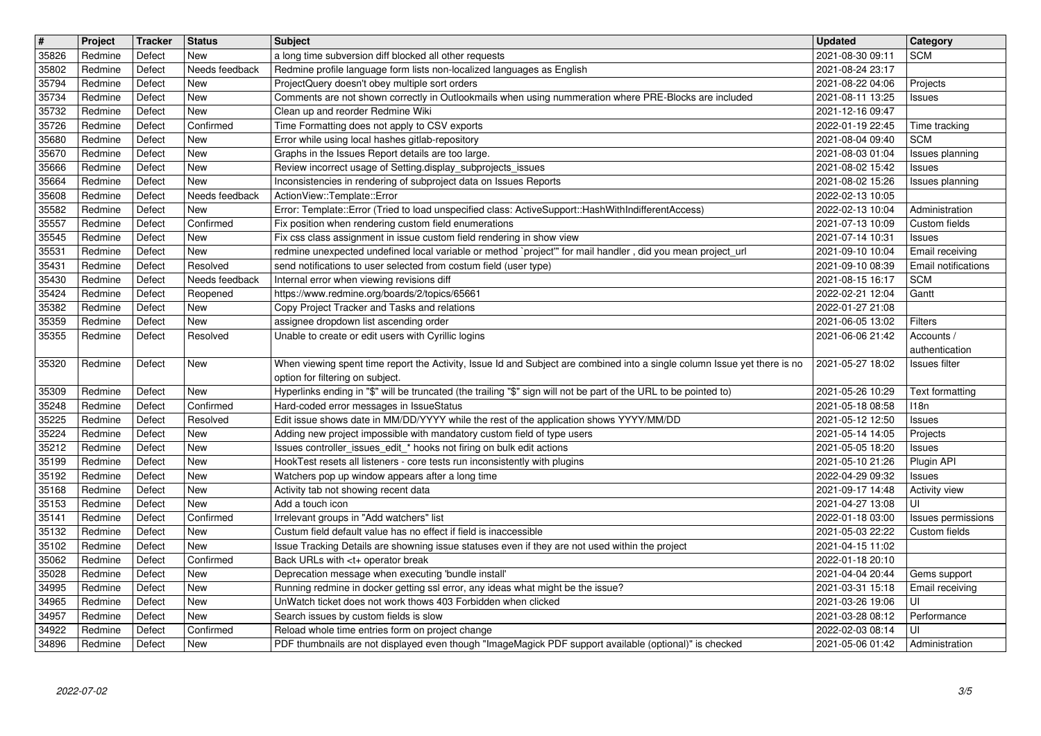| # | Project | Tracker | Status | Subject | Updated | Category |
| --- | --- | --- | --- | --- | --- | --- |
| 35826 | Redmine | Defect | New | a long time subversion diff blocked all other requests | 2021-08-30 09:11 | SCM |
| 35802 | Redmine | Defect | Needs feedback | Redmine profile language form lists non-localized languages as English | 2021-08-24 23:17 | |
| 35794 | Redmine | Defect | New | ProjectQuery doesn't obey multiple sort orders | 2021-08-22 04:06 | Projects |
| 35734 | Redmine | Defect | New | Comments are not shown correctly in Outlookmails when using nummeration where PRE-Blocks are included | 2021-08-11 13:25 | Issues |
| 35732 | Redmine | Defect | New | Clean up and reorder Redmine Wiki | 2021-12-16 09:47 | |
| 35726 | Redmine | Defect | Confirmed | Time Formatting does not apply to CSV exports | 2022-01-19 22:45 | Time tracking |
| 35680 | Redmine | Defect | New | Error while using local hashes gitlab-repository | 2021-08-04 09:40 | SCM |
| 35670 | Redmine | Defect | New | Graphs in the Issues Report details are too large. | 2021-08-03 01:04 | Issues planning |
| 35666 | Redmine | Defect | New | Review incorrect usage of Setting.display_subprojects_issues | 2021-08-02 15:42 | Issues |
| 35664 | Redmine | Defect | New | Inconsistencies in rendering of subproject data on Issues Reports | 2021-08-02 15:26 | Issues planning |
| 35608 | Redmine | Defect | Needs feedback | ActionView::Template::Error | 2022-02-13 10:05 | |
| 35582 | Redmine | Defect | New | Error: Template::Error (Tried to load unspecified class: ActiveSupport::HashWithIndifferentAccess) | 2022-02-13 10:04 | Administration |
| 35557 | Redmine | Defect | Confirmed | Fix position when rendering custom field enumerations | 2021-07-13 10:09 | Custom fields |
| 35545 | Redmine | Defect | New | Fix css class assignment in issue custom field rendering in show view | 2021-07-14 10:31 | Issues |
| 35531 | Redmine | Defect | New | redmine unexpected undefined local variable or method `project'" for mail handler , did you mean project_url | 2021-09-10 10:04 | Email receiving |
| 35431 | Redmine | Defect | Resolved | send notifications to user selected from costum field (user type) | 2021-09-10 08:39 | Email notifications |
| 35430 | Redmine | Defect | Needs feedback | Internal error when viewing revisions diff | 2021-08-15 16:17 | SCM |
| 35424 | Redmine | Defect | Reopened | https://www.redmine.org/boards/2/topics/65661 | 2022-02-21 12:04 | Gantt |
| 35382 | Redmine | Defect | New | Copy Project Tracker and Tasks and relations | 2022-01-27 21:08 | |
| 35359 | Redmine | Defect | New | assignee dropdown list ascending order | 2021-06-05 13:02 | Filters |
| 35355 | Redmine | Defect | Resolved | Unable to create or edit users with Cyrillic logins | 2021-06-06 21:42 | Accounts / authentication |
| 35320 | Redmine | Defect | New | When viewing spent time report the Activity, Issue Id and Subject are combined into a single column Issue yet there is no option for filtering on subject. | 2021-05-27 18:02 | Issues filter |
| 35309 | Redmine | Defect | New | Hyperlinks ending in "$" will be truncated (the trailing "$" sign will not be part of the URL to be pointed to) | 2021-05-26 10:29 | Text formatting |
| 35248 | Redmine | Defect | Confirmed | Hard-coded error messages in IssueStatus | 2021-05-18 08:58 | I18n |
| 35225 | Redmine | Defect | Resolved | Edit issue shows date in MM/DD/YYYY while the rest of the application shows YYYY/MM/DD | 2021-05-12 12:50 | Issues |
| 35224 | Redmine | Defect | New | Adding new project impossible with mandatory custom field of type users | 2021-05-14 14:05 | Projects |
| 35212 | Redmine | Defect | New | Issues controller_issues_edit_* hooks not firing on bulk edit actions | 2021-05-05 18:20 | Issues |
| 35199 | Redmine | Defect | New | HookTest resets all listeners - core tests run inconsistently with plugins | 2021-05-10 21:26 | Plugin API |
| 35192 | Redmine | Defect | New | Watchers pop up window appears after a long time | 2022-04-29 09:32 | Issues |
| 35168 | Redmine | Defect | New | Activity tab not showing recent data | 2021-09-17 14:48 | Activity view |
| 35153 | Redmine | Defect | New | Add a touch icon | 2021-04-27 13:08 | UI |
| 35141 | Redmine | Defect | Confirmed | Irrelevant groups in "Add watchers" list | 2022-01-18 03:00 | Issues permissions |
| 35132 | Redmine | Defect | New | Custum field default value has no effect if field is inaccessible | 2021-05-03 22:22 | Custom fields |
| 35102 | Redmine | Defect | New | Issue Tracking Details are showning issue statuses even if they are not used within the project | 2021-04-15 11:02 | |
| 35062 | Redmine | Defect | Confirmed | Back URLs with <t+ operator break | 2022-01-18 20:10 | |
| 35028 | Redmine | Defect | New | Deprecation message when executing 'bundle install' | 2021-04-04 20:44 | Gems support |
| 34995 | Redmine | Defect | New | Running redmine in docker getting ssl error, any ideas what might be the issue? | 2021-03-31 15:18 | Email receiving |
| 34965 | Redmine | Defect | New | UnWatch ticket does not work thows 403 Forbidden when clicked | 2021-03-26 19:06 | UI |
| 34957 | Redmine | Defect | New | Search issues by custom fields is slow | 2021-03-28 08:12 | Performance |
| 34922 | Redmine | Defect | Confirmed | Reload whole time entries form on project change | 2022-02-03 08:14 | UI |
| 34896 | Redmine | Defect | New | PDF thumbnails are not displayed even though "ImageMagick PDF support available (optional)" is checked | 2021-05-06 01:42 | Administration |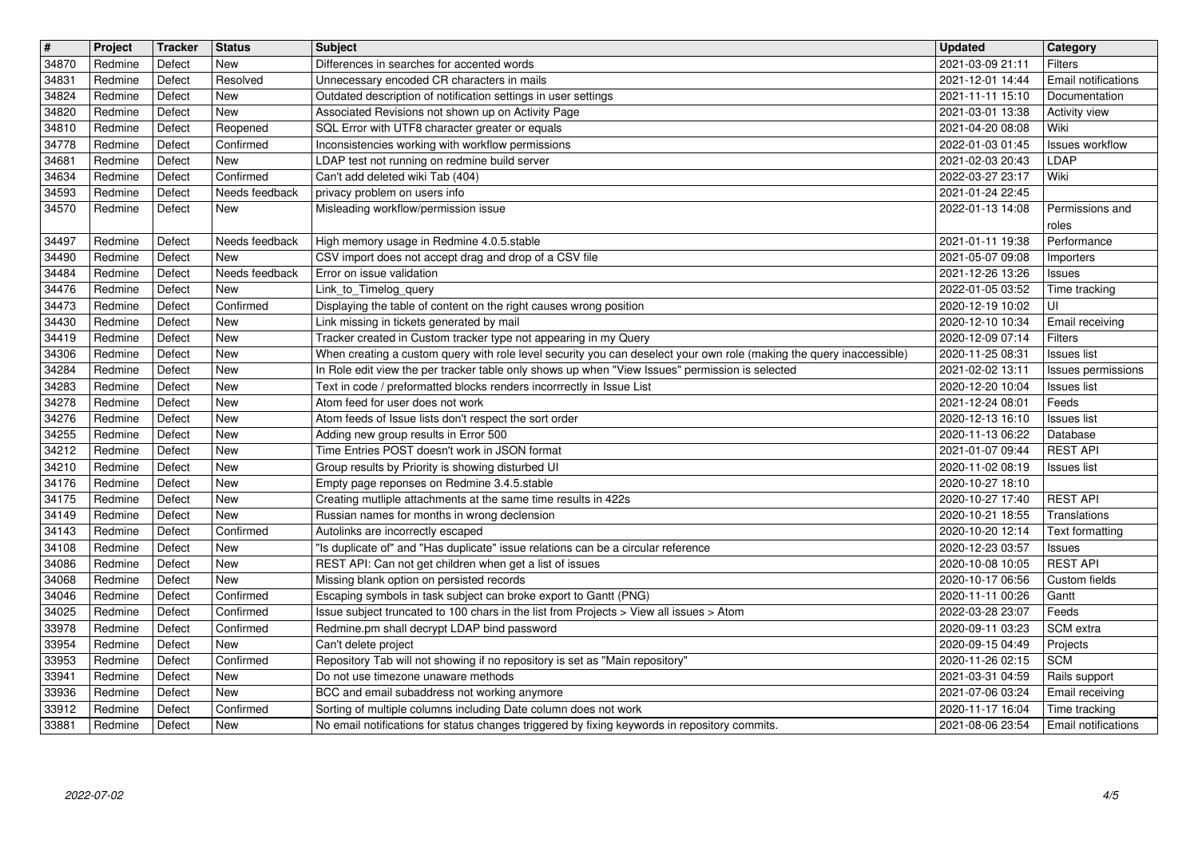| # | Project | Tracker | Status | Subject | Updated | Category |
|---|---|---|---|---|---|---|
| 34870 | Redmine | Defect | New | Differences in searches for accented words | 2021-03-09 21:11 | Filters |
| 34831 | Redmine | Defect | Resolved | Unnecessary encoded CR characters in mails | 2021-12-01 14:44 | Email notifications |
| 34824 | Redmine | Defect | New | Outdated description of notification settings in user settings | 2021-11-11 15:10 | Documentation |
| 34820 | Redmine | Defect | New | Associated Revisions not shown up on Activity Page | 2021-03-01 13:38 | Activity view |
| 34810 | Redmine | Defect | Reopened | SQL Error with UTF8 character greater or equals | 2021-04-20 08:08 | Wiki |
| 34778 | Redmine | Defect | Confirmed | Inconsistencies working with workflow permissions | 2022-01-03 01:45 | Issues workflow |
| 34681 | Redmine | Defect | New | LDAP test not running on redmine build server | 2021-02-03 20:43 | LDAP |
| 34634 | Redmine | Defect | Confirmed | Can't add deleted wiki Tab (404) | 2022-03-27 23:17 | Wiki |
| 34593 | Redmine | Defect | Needs feedback | privacy problem on users info | 2021-01-24 22:45 | |
| 34570 | Redmine | Defect | New | Misleading workflow/permission issue | 2022-01-13 14:08 | Permissions and roles |
| 34497 | Redmine | Defect | Needs feedback | High memory usage in Redmine 4.0.5.stable | 2021-01-11 19:38 | Performance |
| 34490 | Redmine | Defect | New | CSV import does not accept drag and drop of a CSV file | 2021-05-07 09:08 | Importers |
| 34484 | Redmine | Defect | Needs feedback | Error on issue validation | 2021-12-26 13:26 | Issues |
| 34476 | Redmine | Defect | New | Link_to_Timelog_query | 2022-01-05 03:52 | Time tracking |
| 34473 | Redmine | Defect | Confirmed | Displaying the table of content on the right causes wrong position | 2020-12-19 10:02 | UI |
| 34430 | Redmine | Defect | New | Link missing in tickets generated by mail | 2020-12-10 10:34 | Email receiving |
| 34419 | Redmine | Defect | New | Tracker created in Custom tracker type not appearing in my Query | 2020-12-09 07:14 | Filters |
| 34306 | Redmine | Defect | New | When creating a custom query with role level security you can deselect your own role (making the query inaccessible) | 2020-11-25 08:31 | Issues list |
| 34284 | Redmine | Defect | New | In Role edit view the per tracker table only shows up when "View Issues" permission is selected | 2021-02-02 13:11 | Issues permissions |
| 34283 | Redmine | Defect | New | Text in code / preformatted blocks renders incorrrectly in Issue List | 2020-12-20 10:04 | Issues list |
| 34278 | Redmine | Defect | New | Atom feed for user does not work | 2021-12-24 08:01 | Feeds |
| 34276 | Redmine | Defect | New | Atom feeds of Issue lists don't respect the sort order | 2020-12-13 16:10 | Issues list |
| 34255 | Redmine | Defect | New | Adding new group results in Error 500 | 2020-11-13 06:22 | Database |
| 34212 | Redmine | Defect | New | Time Entries POST doesn't work in JSON format | 2021-01-07 09:44 | REST API |
| 34210 | Redmine | Defect | New | Group results by Priority is showing disturbed UI | 2020-11-02 08:19 | Issues list |
| 34176 | Redmine | Defect | New | Empty page reponses on Redmine 3.4.5.stable | 2020-10-27 18:10 | |
| 34175 | Redmine | Defect | New | Creating mutliple attachments at the same time results in 422s | 2020-10-27 17:40 | REST API |
| 34149 | Redmine | Defect | New | Russian names for months in wrong declension | 2020-10-21 18:55 | Translations |
| 34143 | Redmine | Defect | Confirmed | Autolinks are incorrectly escaped | 2020-10-20 12:14 | Text formatting |
| 34108 | Redmine | Defect | New | "Is duplicate of" and "Has duplicate" issue relations can be a circular reference | 2020-12-23 03:57 | Issues |
| 34086 | Redmine | Defect | New | REST API: Can not get children when get a list of issues | 2020-10-08 10:05 | REST API |
| 34068 | Redmine | Defect | New | Missing blank option on persisted records | 2020-10-17 06:56 | Custom fields |
| 34046 | Redmine | Defect | Confirmed | Escaping symbols in task subject can broke export to Gantt (PNG) | 2020-11-11 00:26 | Gantt |
| 34025 | Redmine | Defect | Confirmed | Issue subject truncated to 100 chars in the list from Projects > View all issues > Atom | 2022-03-28 23:07 | Feeds |
| 33978 | Redmine | Defect | Confirmed | Redmine.pm shall decrypt LDAP bind password | 2020-09-11 03:23 | SCM extra |
| 33954 | Redmine | Defect | New | Can't delete project | 2020-09-15 04:49 | Projects |
| 33953 | Redmine | Defect | Confirmed | Repository Tab will not showing if no repository is set as "Main repository" | 2020-11-26 02:15 | SCM |
| 33941 | Redmine | Defect | New | Do not use timezone unaware methods | 2021-03-31 04:59 | Rails support |
| 33936 | Redmine | Defect | New | BCC and email subaddress not working anymore | 2021-07-06 03:24 | Email receiving |
| 33912 | Redmine | Defect | Confirmed | Sorting of multiple columns including Date column does not work | 2020-11-17 16:04 | Time tracking |
| 33881 | Redmine | Defect | New | No email notifications for status changes triggered by fixing keywords in repository commits. | 2021-08-06 23:54 | Email notifications |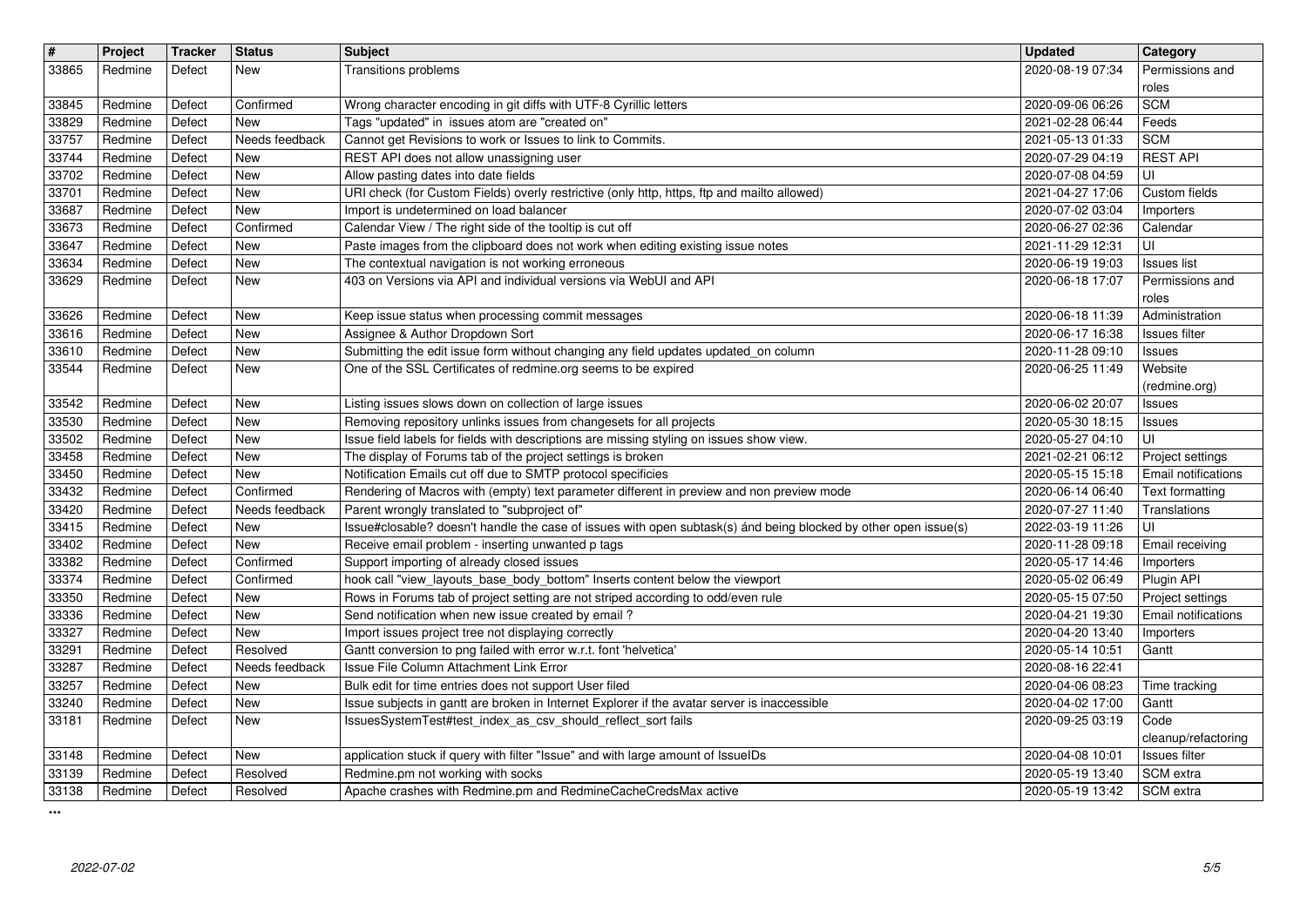| # | Project | Tracker | Status | Subject | Updated | Category |
|---|---|---|---|---|---|---|
| 33865 | Redmine | Defect | New | Transitions problems | 2020-08-19 07:34 | Permissions and roles |
| 33845 | Redmine | Defect | Confirmed | Wrong character encoding in git diffs with UTF-8 Cyrillic letters | 2020-09-06 06:26 | SCM |
| 33829 | Redmine | Defect | New | Tags "updated" in issues atom are "created on" | 2021-02-28 06:44 | Feeds |
| 33757 | Redmine | Defect | Needs feedback | Cannot get Revisions to work or Issues to link to Commits. | 2021-05-13 01:33 | SCM |
| 33744 | Redmine | Defect | New | REST API does not allow unassigning user | 2020-07-29 04:19 | REST API |
| 33702 | Redmine | Defect | New | Allow pasting dates into date fields | 2020-07-08 04:59 | UI |
| 33701 | Redmine | Defect | New | URI check (for Custom Fields) overly restrictive (only http, https, ftp and mailto allowed) | 2021-04-27 17:06 | Custom fields |
| 33687 | Redmine | Defect | New | Import is undetermined on load balancer | 2020-07-02 03:04 | Importers |
| 33673 | Redmine | Defect | Confirmed | Calendar View / The right side of the tooltip is cut off | 2020-06-27 02:36 | Calendar |
| 33647 | Redmine | Defect | New | Paste images from the clipboard does not work when editing existing issue notes | 2021-11-29 12:31 | UI |
| 33634 | Redmine | Defect | New | The contextual navigation is not working erroneous | 2020-06-19 19:03 | Issues list |
| 33629 | Redmine | Defect | New | 403 on Versions via API and individual versions via WebUI and API | 2020-06-18 17:07 | Permissions and roles |
| 33626 | Redmine | Defect | New | Keep issue status when processing commit messages | 2020-06-18 11:39 | Administration |
| 33616 | Redmine | Defect | New | Assignee & Author Dropdown Sort | 2020-06-17 16:38 | Issues filter |
| 33610 | Redmine | Defect | New | Submitting the edit issue form without changing any field updates updated_on column | 2020-11-28 09:10 | Issues |
| 33544 | Redmine | Defect | New | One of the SSL Certificates of redmine.org seems to be expired | 2020-06-25 11:49 | Website (redmine.org) |
| 33542 | Redmine | Defect | New | Listing issues slows down on collection of large issues | 2020-06-02 20:07 | Issues |
| 33530 | Redmine | Defect | New | Removing repository unlinks issues from changesets for all projects | 2020-05-30 18:15 | Issues |
| 33502 | Redmine | Defect | New | Issue field labels for fields with descriptions are missing styling on issues show view. | 2020-05-27 04:10 | UI |
| 33458 | Redmine | Defect | New | The display of Forums tab of the project settings is broken | 2021-02-21 06:12 | Project settings |
| 33450 | Redmine | Defect | New | Notification Emails cut off due to SMTP protocol specificies | 2020-05-15 15:18 | Email notifications |
| 33432 | Redmine | Defect | Confirmed | Rendering of Macros with (empty) text parameter different in preview and non preview mode | 2020-06-14 06:40 | Text formatting |
| 33420 | Redmine | Defect | Needs feedback | Parent wrongly translated to "subproject of" | 2020-07-27 11:40 | Translations |
| 33415 | Redmine | Defect | New | Issue#closable? doesn't handle the case of issues with open subtask(s) ánd being blocked by other open issue(s) | 2022-03-19 11:26 | UI |
| 33402 | Redmine | Defect | New | Receive email problem - inserting unwanted p tags | 2020-11-28 09:18 | Email receiving |
| 33382 | Redmine | Defect | Confirmed | Support importing of already closed issues | 2020-05-17 14:46 | Importers |
| 33374 | Redmine | Defect | Confirmed | hook call "view_layouts_base_body_bottom" Inserts content below the viewport | 2020-05-02 06:49 | Plugin API |
| 33350 | Redmine | Defect | New | Rows in Forums tab of project setting are not striped according to odd/even rule | 2020-05-15 07:50 | Project settings |
| 33336 | Redmine | Defect | New | Send notification when new issue created by email ? | 2020-04-21 19:30 | Email notifications |
| 33327 | Redmine | Defect | New | Import issues project tree not displaying correctly | 2020-04-20 13:40 | Importers |
| 33291 | Redmine | Defect | Resolved | Gantt conversion to png failed with error w.r.t. font 'helvetica' | 2020-05-14 10:51 | Gantt |
| 33287 | Redmine | Defect | Needs feedback | Issue File Column Attachment Link Error | 2020-08-16 22:41 | |
| 33257 | Redmine | Defect | New | Bulk edit for time entries does not support User filed | 2020-04-06 08:23 | Time tracking |
| 33240 | Redmine | Defect | New | Issue subjects in gantt are broken in Internet Explorer if the avatar server is inaccessible | 2020-04-02 17:00 | Gantt |
| 33181 | Redmine | Defect | New | IssuesSystemTest#test_index_as_csv_should_reflect_sort fails | 2020-09-25 03:19 | Code cleanup/refactoring |
| 33148 | Redmine | Defect | New | application stuck if query with filter "Issue" and with large amount of IssueIDs | 2020-04-08 10:01 | Issues filter |
| 33139 | Redmine | Defect | Resolved | Redmine.pm not working with socks | 2020-05-19 13:40 | SCM extra |
| 33138 | Redmine | Defect | Resolved | Apache crashes with Redmine.pm and RedmineCacheCredsMax active | 2020-05-19 13:42 | SCM extra |

...